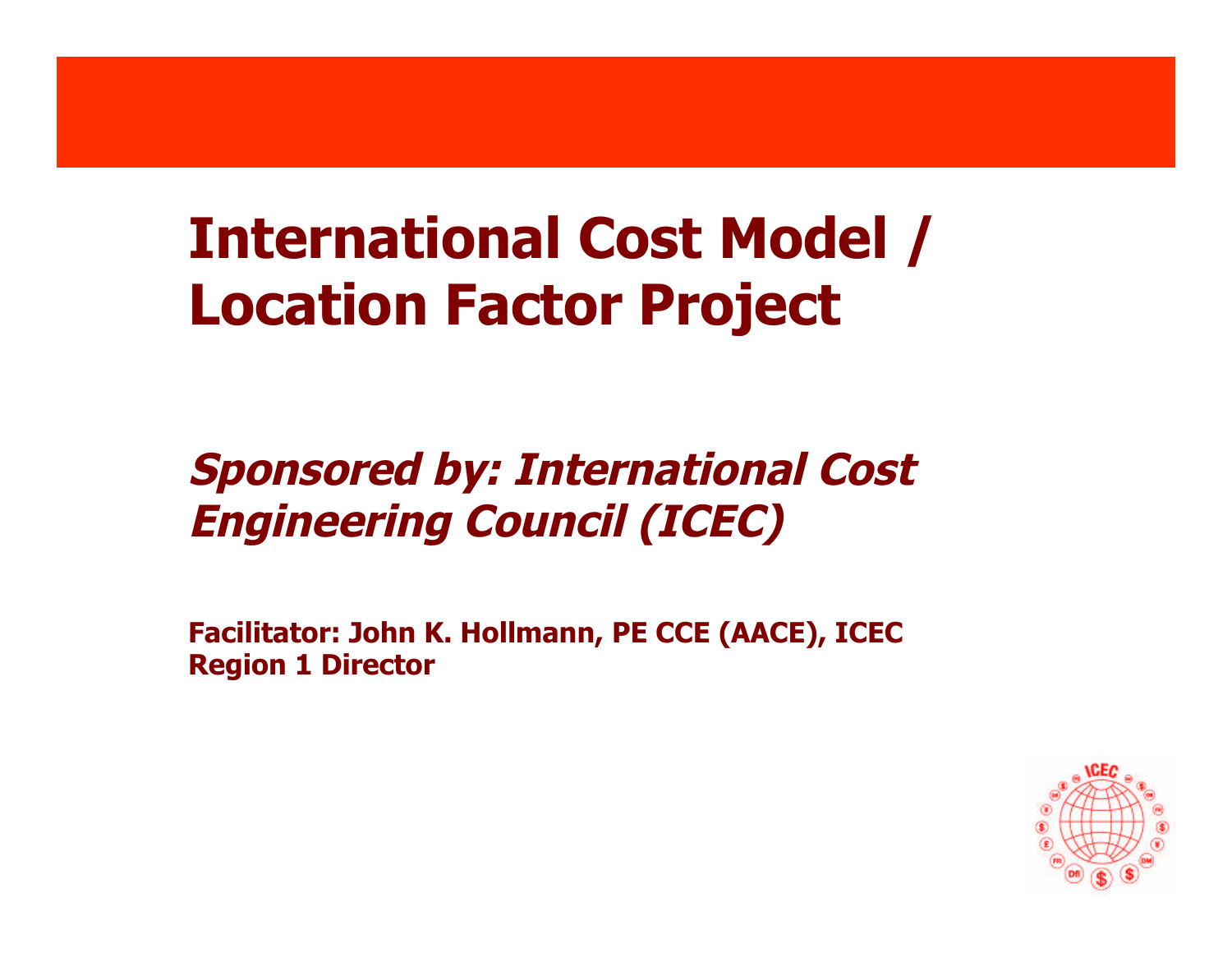# International Cost Model / Location Factor Project

***Sponsored by: International Cost Engineering Council (ICEC)***

**Facilitator: John K. Hollmann, PE CCE (AACE), ICEC Region 1 Director**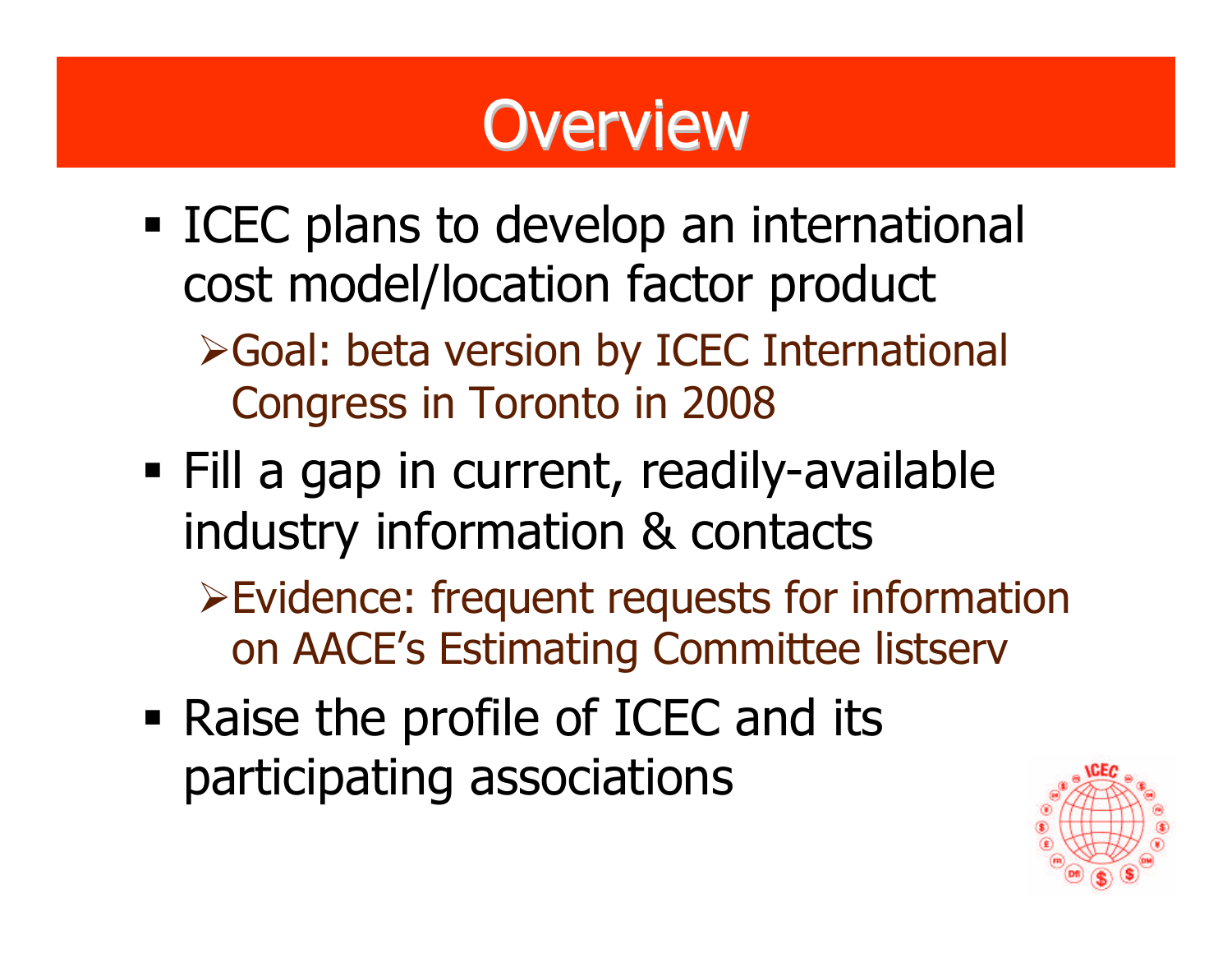# Overview

- ICEC plans to develop an international cost model/location factor product
  - Goal: beta version by ICEC International Congress in Toronto in 2008
- Fill a gap in current, readily-available industry information & contacts
  - Evidence: frequent requests for information on AACE's Estimating Committee listserv
- Raise the profile of ICEC and its participating associations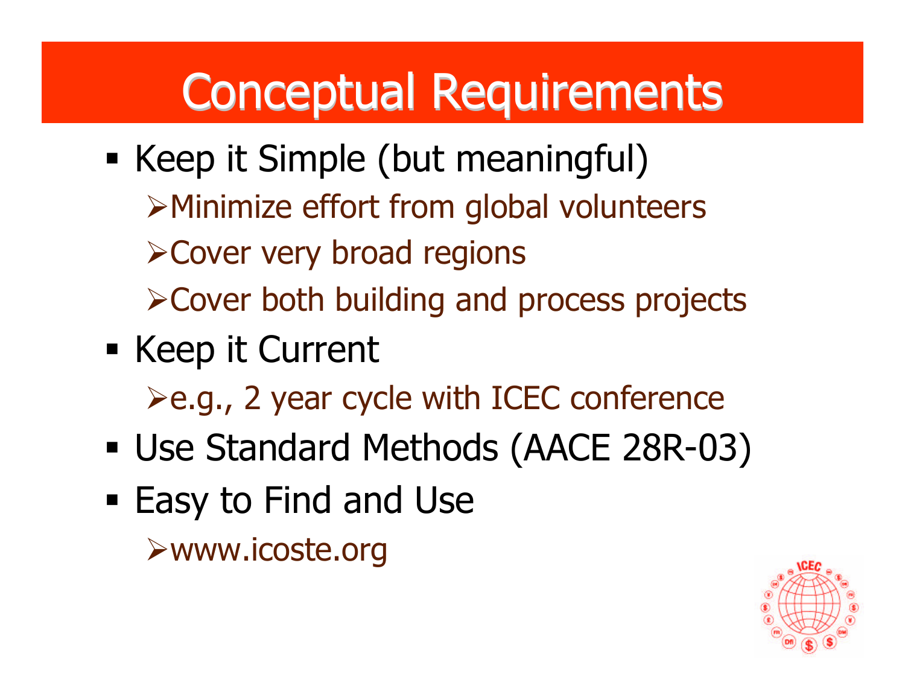# Conceptual Requirements

- Keep it Simple (but meaningful)
  - Minimize effort from global volunteers
  - Cover very broad regions
  - Cover both building and process projects
- Keep it Current
  - e.g., 2 year cycle with ICEC conference
- Use Standard Methods (AACE 28R-03)
- Easy to Find and Use
  - www.icoste.org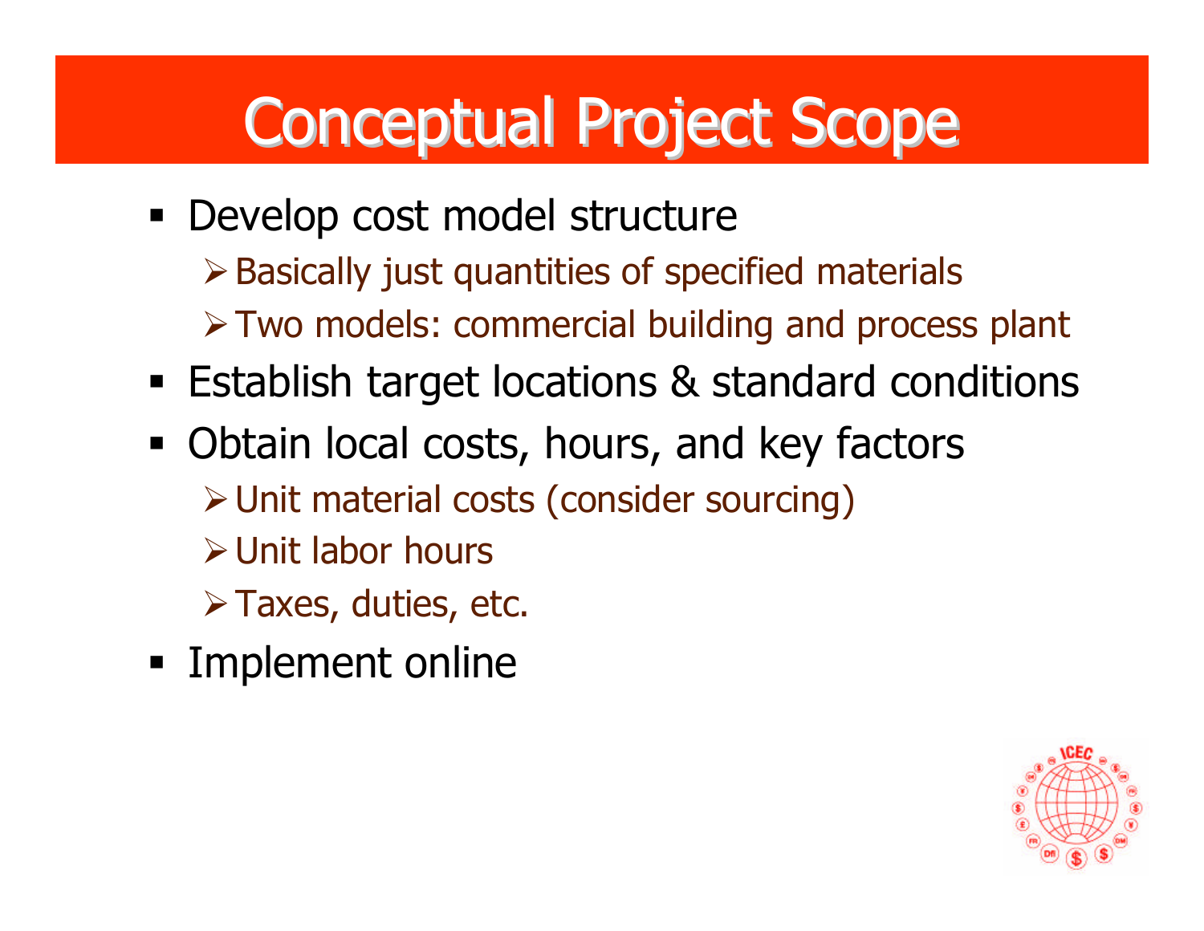# Conceptual Project Scope

- Develop cost model structure
  - Basically just quantities of specified materials
  - Two models: commercial building and process plant
- Establish target locations & standard conditions
- Obtain local costs, hours, and key factors
  - Unit material costs (consider sourcing)
  - Unit labor hours
  - Taxes, duties, etc.
- Implement online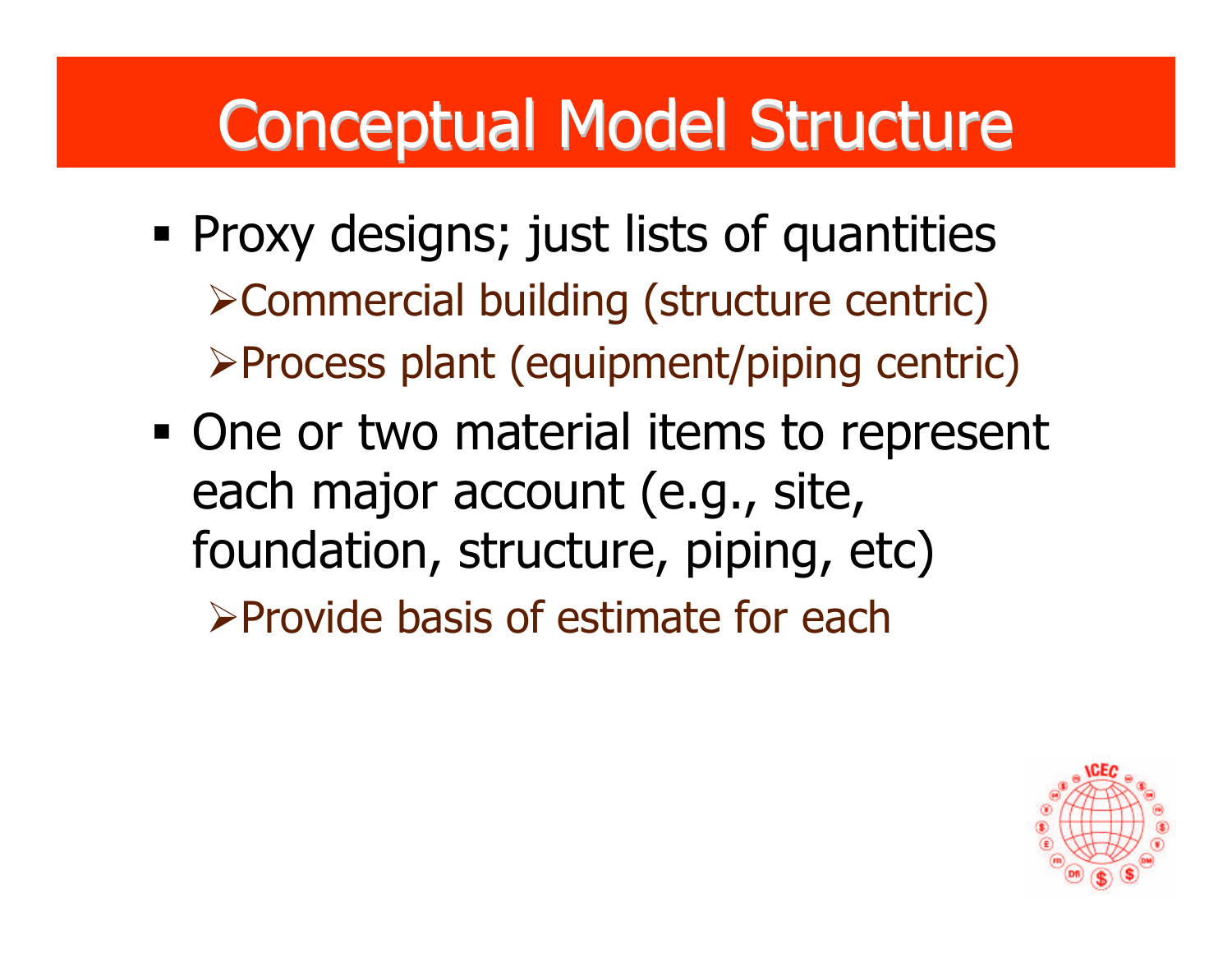# Conceptual Model Structure

- Proxy designs; just lists of quantities
  - Commercial building (structure centric)
  - Process plant (equipment/piping centric)
- One or two material items to represent each major account (e.g., site, foundation, structure, piping, etc)
  - Provide basis of estimate for each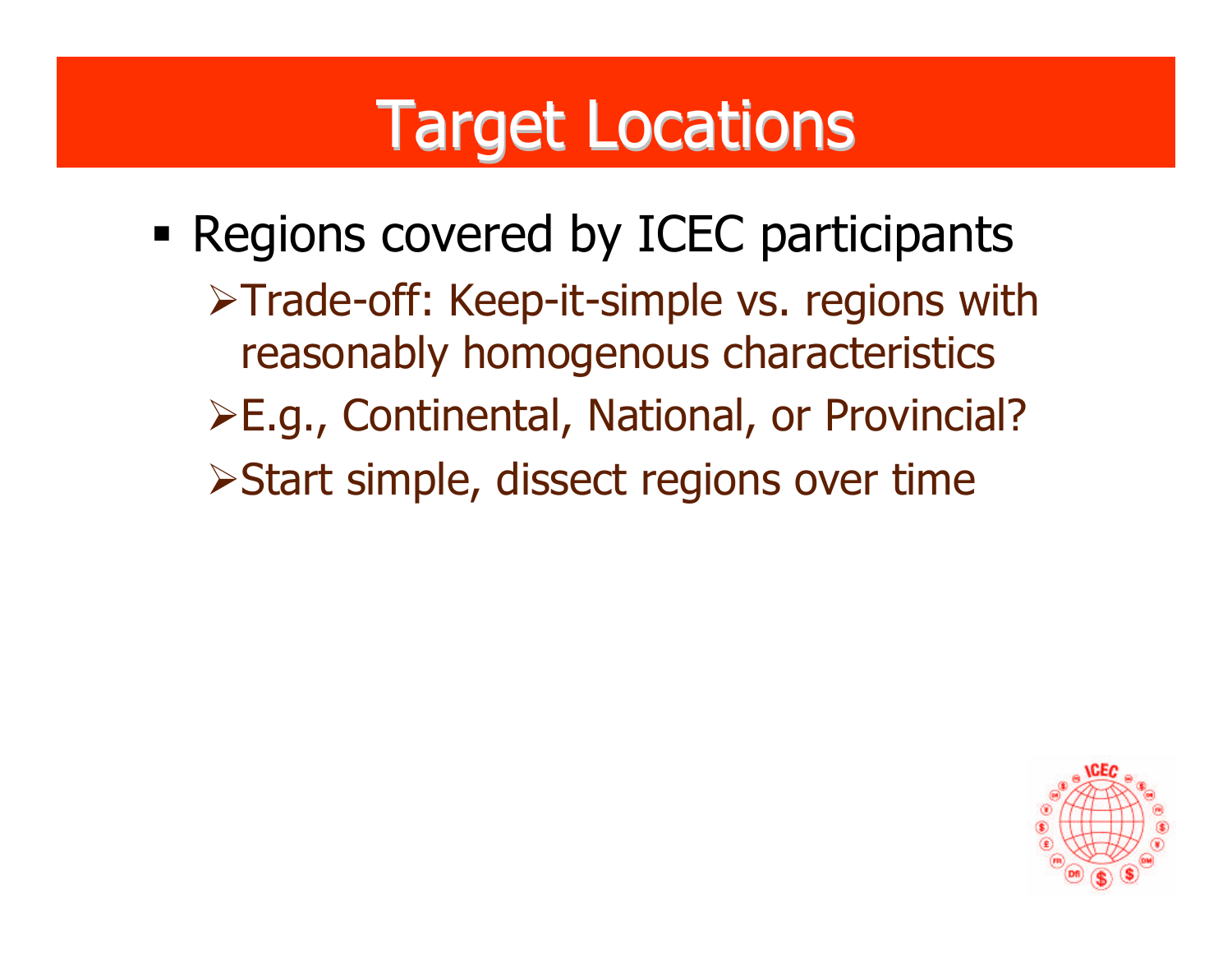# Target Locations

- Regions covered by ICEC participants
  - Trade-off: Keep-it-simple vs. regions with reasonably homogenous characteristics
  - E.g., Continental, National, or Provincial?
  - Start simple, dissect regions over time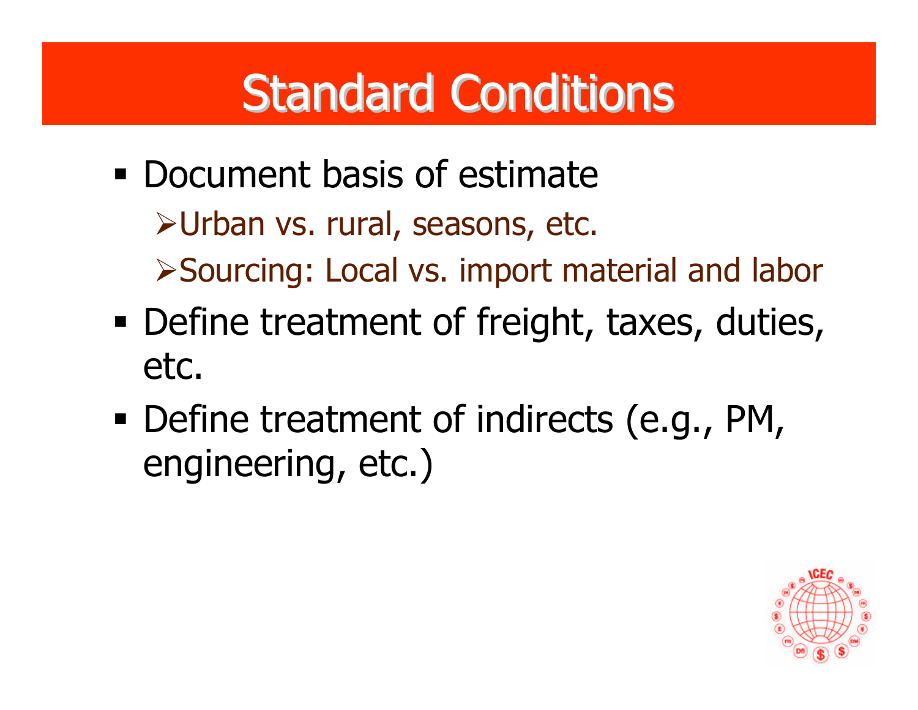# Standard Conditions

- Document basis of estimate
  - Urban vs. rural, seasons, etc.
  - Sourcing: Local vs. import material and labor
- Define treatment of freight, taxes, duties, etc.
- Define treatment of indirects (e.g., PM, engineering, etc.)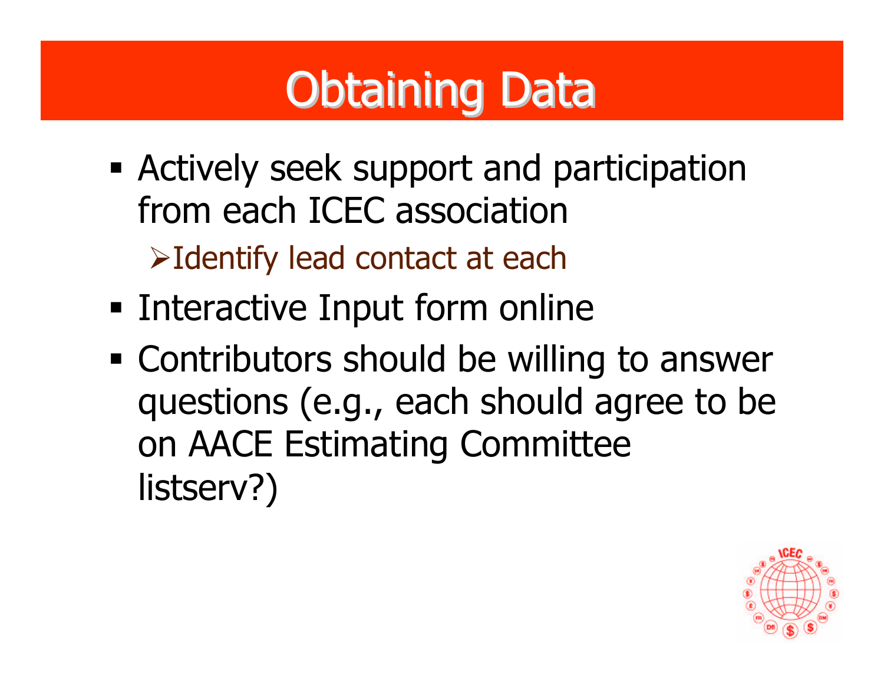# Obtaining Data

- Actively seek support and participation from each ICEC association
  - Identify lead contact at each
- Interactive Input form online
- Contributors should be willing to answer questions (e.g., each should agree to be on AACE Estimating Committee listserv?)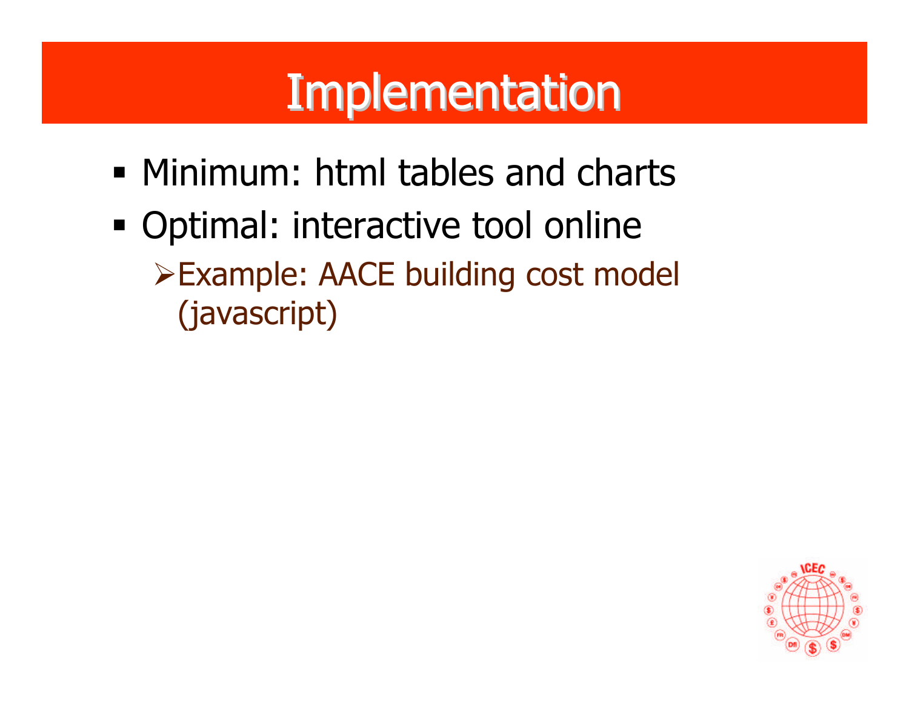# Implementation

- Minimum: html tables and charts
- Optimal: interactive tool online
  - Example: AACE building cost model (javascript)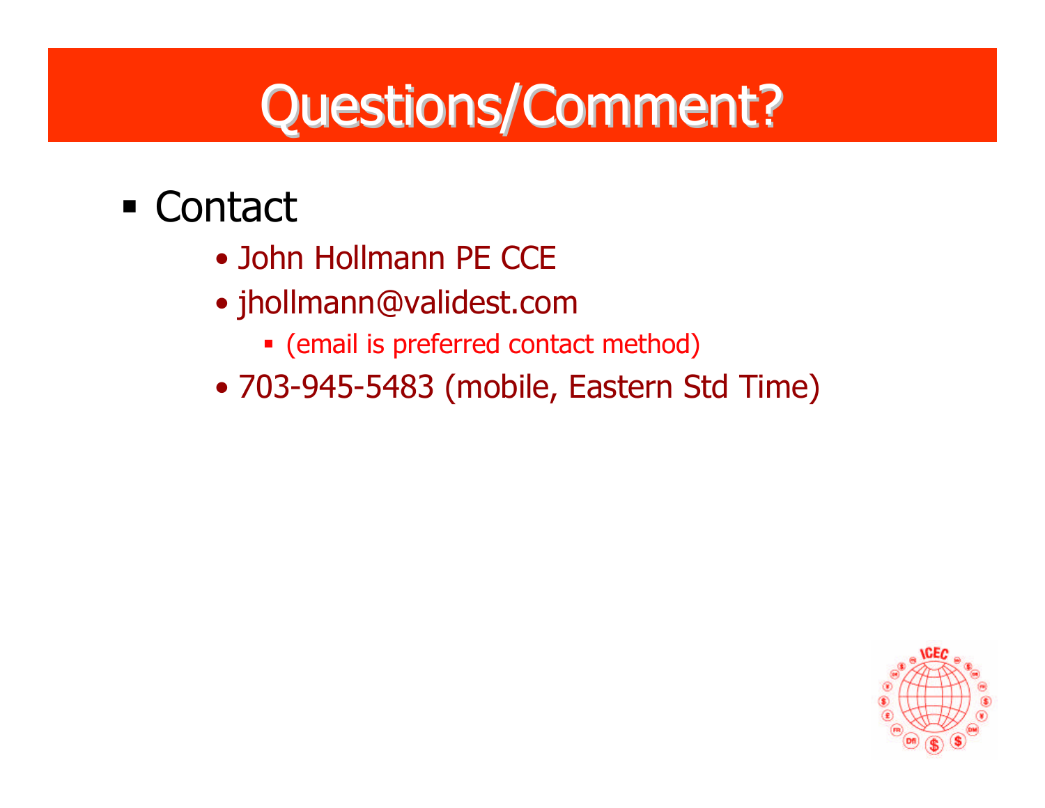# Questions/Comment?

- Contact
  - John Hollmann PE CCE
  - jhollmann@validest.com
    - (email is preferred contact method)
  - 703-945-5483 (mobile, Eastern Std Time)